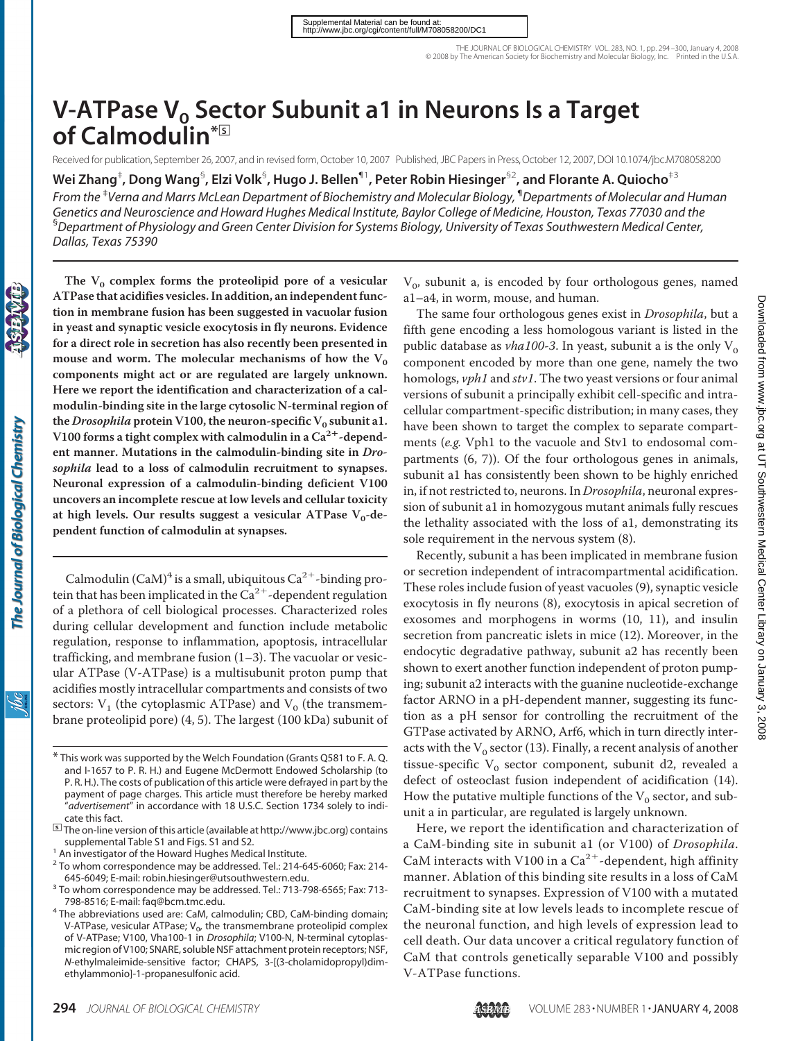# V-ATPase $V_0$ Sector Subunit a1 in Neurons Is a Target of Calmodulin*

Received for publication, September 26, 2007, and in revised form, October 10, 2007 Published, JBC Papers in Press, October 12, 2007, DOI 10.1074/jbc.M708058200

**Wei Zhang[‡], Dong Wang[§], Elzi Volk[§], Hugo J. Bellen[¶1], Peter Robin Hiesinger[§2], and Florante A. Quiocho[‡3]**

*From the [‡]Verna and Marrs McLean Department of Biochemistry and Molecular Biology, [¶]Departments of Molecular and Human Genetics and Neuroscience and Howard Hughes Medical Institute, Baylor College of Medicine, Houston, Texas 77030 and the [§]Department of Physiology and Green Center Division for Systems Biology, University of Texas Southwestern Medical Center, Dallas, Texas 75390*

**The $V_0$ complex forms the proteolipid pore of a vesicular ATPase that acidifies vesicles. In addition, an independent function in membrane fusion has been suggested in vacuolar fusion in yeast and synaptic vesicle exocytosis in fly neurons. Evidence for a direct role in secretion has also recently been presented in mouse and worm. The molecular mechanisms of how the $V_0$ components might act or are regulated are largely unknown. Here we report the identification and characterization of a calmodulin-binding site in the large cytosolic N-terminal region of the *Drosophila* protein V100, the neuron-specific $V_0$ subunit a1. V100 forms a tight complex with calmodulin in a $Ca^{2+}$-dependent manner. Mutations in the calmodulin-binding site in *Drosophila* lead to a loss of calmodulin recruitment to synapses. Neuronal expression of a calmodulin-binding deficient V100 uncovers an incomplete rescue at low levels and cellular toxicity at high levels. Our results suggest a vesicular ATPase $V_0$-dependent function of calmodulin at synapses.**

Calmodulin (CaM)[4] is a small, ubiquitous $Ca^{2+}$-binding protein that has been implicated in the $Ca^{2+}$-dependent regulation of a plethora of cell biological processes. Characterized roles during cellular development and function include metabolic regulation, response to inflammation, apoptosis, intracellular trafficking, and membrane fusion (1–3). The vacuolar or vesicular ATPase (V-ATPase) is a multisubunit proton pump that acidifies mostly intracellular compartments and consists of two sectors: $V_1$ (the cytoplasmic ATPase) and $V_0$ (the transmembrane proteolipid pore) (4, 5). The largest (100 kDa) subunit of $V_0$, subunit a, is encoded by four orthologous genes, named a1–a4, in worm, mouse, and human.

The same four orthologous genes exist in *Drosophila*, but a fifth gene encoding a less homologous variant is listed in the public database as *vha100-3*. In yeast, subunit a is the only $V_0$ component encoded by more than one gene, namely the two homologs, *vph1* and *stv1*. The two yeast versions or four animal versions of subunit a principally exhibit cell-specific and intracellular compartment-specific distribution; in many cases, they have been shown to target the complex to separate compartments (*e.g.* Vph1 to the vacuole and Stv1 to endosomal compartments (6, 7)). Of the four orthologous genes in animals, subunit a1 has consistently been shown to be highly enriched in, if not restricted to, neurons. In *Drosophila*, neuronal expression of subunit a1 in homozygous mutant animals fully rescues the lethality associated with the loss of a1, demonstrating its sole requirement in the nervous system (8).

Recently, subunit a has been implicated in membrane fusion or secretion independent of intracompartmental acidification. These roles include fusion of yeast vacuoles (9), synaptic vesicle exocytosis in fly neurons (8), exocytosis in apical secretion of exosomes and morphogens in worms (10, 11), and insulin secretion from pancreatic islets in mice (12). Moreover, in the endocytic degradative pathway, subunit a2 has recently been shown to exert another function independent of proton pumping; subunit a2 interacts with the guanine nucleotide-exchange factor ARNO in a pH-dependent manner, suggesting its function as a pH sensor for controlling the recruitment of the GTPase activated by ARNO, Arf6, which in turn directly interacts with the $V_0$ sector (13). Finally, a recent analysis of another tissue-specific $V_0$ sector component, subunit d2, revealed a defect of osteoclast fusion independent of acidification (14). How the putative multiple functions of the $V_0$ sector, and subunit a in particular, are regulated is largely unknown.

Here, we report the identification and characterization of a CaM-binding site in subunit a1 (or V100) of *Drosophila*. CaM interacts with V100 in a $Ca^{2+}$-dependent, high affinity manner. Ablation of this binding site results in a loss of CaM recruitment to synapses. Expression of V100 with a mutated CaM-binding site at low levels leads to incomplete rescue of the neuronal function, and high levels of expression lead to cell death. Our data uncover a critical regulatory function of CaM that controls genetically separable V100 and possibly V-ATPase functions.

---

* This work was supported by the Welch Foundation (Grants Q581 to F. A. Q. and I-1657 to P. R. H.) and Eugene McDermott Endowed Scholarship (to P. R. H.). The costs of publication of this article were defrayed in part by the payment of page charges. This article must therefore be hereby marked "*advertisement*" in accordance with 18 U.S.C. Section 1734 solely to indicate this fact.

[S] The on-line version of this article (available at http://www.jbc.org) contains supplemental Table S1 and Figs. S1 and S2.

[1] An investigator of the Howard Hughes Medical Institute.

[2] To whom correspondence may be addressed. Tel.: 214-645-6060; Fax: 214-645-6049; E-mail: robin.hiesinger@utsouthwestern.edu.

[3] To whom correspondence may be addressed. Tel.: 713-798-6565; Fax: 713-798-8516; E-mail: faq@bcm.tmc.edu.

[4] The abbreviations used are: CaM, calmodulin; CBD, CaM-binding domain; V-ATPase, vesicular ATPase; $V_0$, the transmembrane proteolipid complex of V-ATPase; V100, Vha100-1 in *Drosophila*; V100-N, N-terminal cytoplasmic region of V100; SNARE, soluble NSF attachment protein receptors; NSF, *N*-ethylmaleimide-sensitive factor; CHAPS, 3-[(3-cholamidopropyl)dimethylammonio]-1-propanesulfonic acid.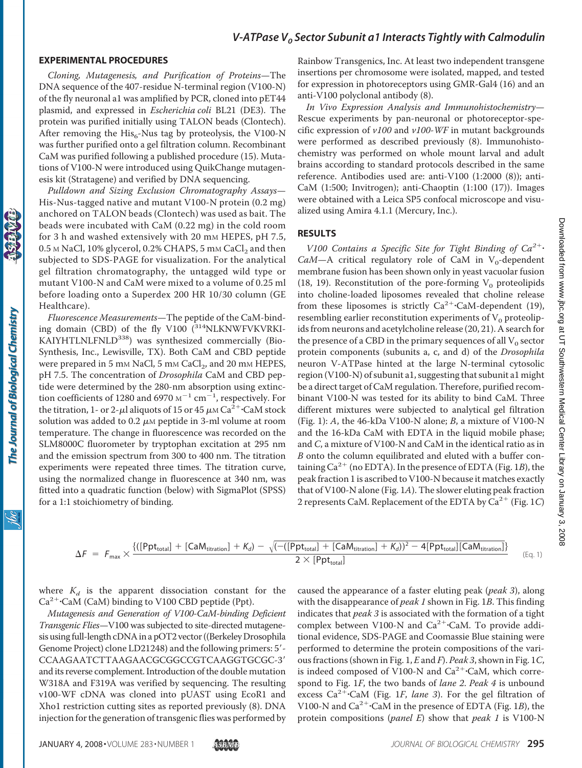## EXPERIMENTAL PROCEDURES

*Cloning, Mutagenesis, and Purification of Proteins*—The DNA sequence of the 407-residue N-terminal region (V100-N) of the fly neuronal a1 was amplified by PCR, cloned into pET44 plasmid, and expressed in *Escherichia coli* BL21 (DE3). The protein was purified initially using TALON beads (Clontech). After removing the $His_6$-Nus tag by proteolysis, the V100-N was further purified onto a gel filtration column. Recombinant CaM was purified following a published procedure (15). Mutations of V100-N were introduced using QuikChange mutagenesis kit (Stratagene) and verified by DNA sequencing.

*Pulldown and Sizing Exclusion Chromatography Assays*—His-Nus-tagged native and mutant V100-N protein (0.2 mg) anchored on TALON beads (Clontech) was used as bait. The beads were incubated with CaM (0.22 mg) in the cold room for 3 h and washed extensively with 20 mM HEPES, pH 7.5, 0.5 M NaCl, 10% glycerol, 0.2% CHAPS, 5 mM $CaCl_2$ and then subjected to SDS-PAGE for visualization. For the analytical gel filtration chromatography, the untagged wild type or mutant V100-N and CaM were mixed to a volume of 0.25 ml before loading onto a Superdex 200 HR 10/30 column (GE Healthcare).

*Fluorescence Measurements*—The peptide of the CaM-binding domain (CBD) of the fly V100 ([314]NLKNWFVKVRKI-KAIYHTLNLFNLD[338]) was synthesized commercially (Bio-Synthesis, Inc., Lewisville, TX). Both CaM and CBD peptide were prepared in 5 mM NaCl, 5 mM $CaCl_2$, and 20 mM HEPES, pH 7.5. The concentration of *Drosophila* CaM and CBD peptide were determined by the 280-nm absorption using extinction coefficients of 1280 and 6970 $M^{-1}\,cm^{-1}$, respectively. For the titration, 1- or 2-μl aliquots of 15 or 45 μM $Ca^{2+}$·CaM stock solution was added to 0.2 μM peptide in 3-ml volume at room temperature. The change in fluorescence was recorded on the SLM8000C fluorometer by tryptophan excitation at 295 nm and the emission spectrum from 300 to 400 nm. The titration experiments were repeated three times. The titration curve, using the normalized change in fluorescence at 340 nm, was fitted into a quadratic function (below) with SigmaPlot (SPSS) for a 1:1 stoichiometry of binding.

$$\Delta F = F_{max} \times \frac{\{([Ppt_{total}] + [CaM_{titration}] + K_d) - \sqrt{(-([Ppt_{total}] + [CaM_{titration}] + K_d))^2 - 4[Ppt_{total}][CaM_{titration}]}\}}{2 \times [Ppt_{total}]} \quad \text{(Eq. 1)}$$

where $K_d$ is the apparent dissociation constant for the $Ca^{2+}$·CaM (CaM) binding to V100 CBD peptide (Ppt).

*Mutagenesis and Generation of V100-CaM-binding Deficient Transgenic Flies*—V100 was subjected to site-directed mutagenesis using full-length cDNA in a pOT2 vector ((Berkeley Drosophila Genome Project) clone LD21248) and the following primers: 5′-CCAAGAATCTTAAGAACGCGGCCGTCAAGGTGCGC-3′ and its reverse complement. Introduction of the double mutation W318A and F319A was verified by sequencing. The resulting v100-WF cDNA was cloned into pUAST using EcoR1 and Xho1 restriction cutting sites as reported previously (8). DNA injection for the generation of transgenic flies was performed by Rainbow Transgenics, Inc. At least two independent transgene insertions per chromosome were isolated, mapped, and tested for expression in photoreceptors using GMR-Gal4 (16) and an anti-V100 polyclonal antibody (8).

*In Vivo Expression Analysis and Immunohistochemistry*—Rescue experiments by pan-neuronal or photoreceptor-specific expression of *v100* and *v100-WF* in mutant backgrounds were performed as described previously (8). Immunohistochemistry was performed on whole mount larval and adult brains according to standard protocols described in the same reference. Antibodies used are: anti-V100 (1:2000 (8)); anti-CaM (1:500; Invitrogen); anti-Chaoptin (1:100 (17)). Images were obtained with a Leica SP5 confocal microscope and visualized using Amira 4.1.1 (Mercury, Inc.).

## RESULTS

*V100 Contains a Specific Site for Tight Binding of $Ca^{2+}$·CaM*—A critical regulatory role of CaM in $V_0$-dependent membrane fusion has been shown only in yeast vacuolar fusion (18, 19). Reconstitution of the pore-forming $V_0$ proteolipids into choline-loaded liposomes revealed that choline release from these liposomes is strictly $Ca^{2+}$·CaM-dependent (19), resembling earlier reconstitution experiments of $V_0$ proteolipids from neurons and acetylcholine release (20, 21). A search for the presence of a CBD in the primary sequences of all $V_0$ sector protein components (subunits a, c, and d) of the *Drosophila* neuron V-ATPase hinted at the large N-terminal cytosolic region (V100-N) of subunit a1, suggesting that subunit a1 might be a direct target of CaM regulation. Therefore, purified recombinant V100-N was tested for its ability to bind CaM. Three different mixtures were subjected to analytical gel filtration (Fig. 1): *A*, the 46-kDa V100-N alone; *B*, a mixture of V100-N and the 16-kDa CaM with EDTA in the liquid mobile phase; and *C*, a mixture of V100-N and CaM in the identical ratio as in *B* onto the column equilibrated and eluted with a buffer containing $Ca^{2+}$ (no EDTA). In the presence of EDTA (Fig. 1*B*), the peak fraction 1 is ascribed to V100-N because it matches exactly that of V100-N alone (Fig. 1*A*). The slower eluting peak fraction 2 represents CaM. Replacement of the EDTA by $Ca^{2+}$ (Fig. 1*C*) caused the appearance of a faster eluting peak (*peak 3*), along with the disappearance of *peak 1* shown in Fig. 1*B*. This finding indicates that *peak 3* is associated with the formation of a tight complex between V100-N and $Ca^{2+}$·CaM. To provide additional evidence, SDS-PAGE and Coomassie Blue staining were performed to determine the protein compositions of the various fractions (shown in Fig. 1, *E* and *F*). *Peak 3*, shown in Fig. 1*C*, is indeed composed of V100-N and $Ca^{2+}$·CaM, which correspond to Fig. 1*F*, the two bands of *lane 2*. *Peak 4* is unbound excess $Ca^{2+}$·CaM (Fig. 1*F*, *lane 3*). For the gel filtration of V100-N and $Ca^{2+}$·CaM in the presence of EDTA (Fig. 1*B*), the protein compositions (*panel E*) show that *peak 1* is V100-N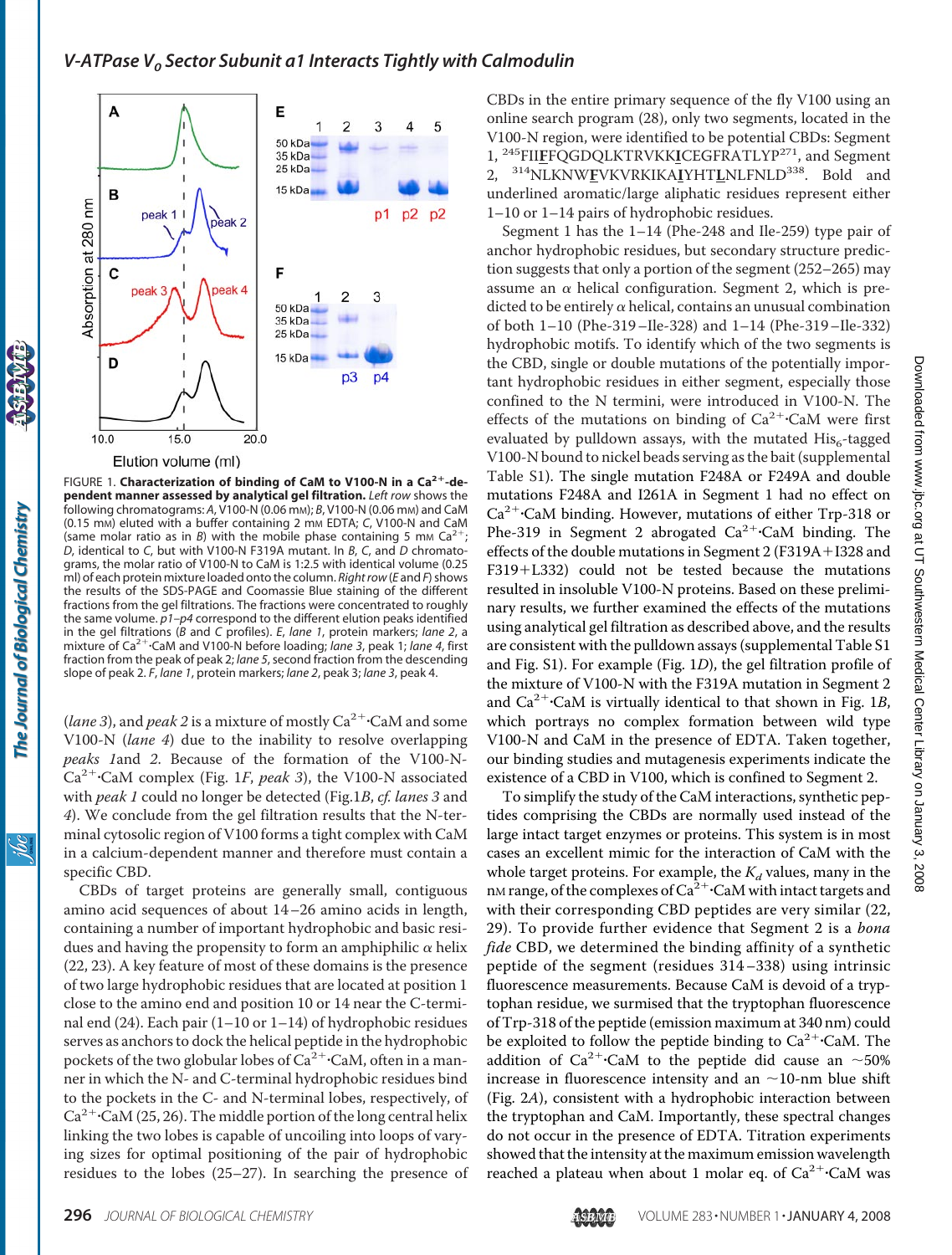FIGURE 1. **Characterization of binding of CaM to V100-N in a $Ca^{2+}$-dependent manner assessed by analytical gel filtration.** *Left row* shows the following chromatograms: *A*, V100-N (0.06 mM); *B*, V100-N (0.06 mM) and CaM (0.15 mM) eluted with a buffer containing 2 mM EDTA; *C*, V100-N and CaM (same molar ratio as in *B*) with the mobile phase containing 5 mM $Ca^{2+}$; *D*, identical to *C*, but with V100-N F319A mutant. In *B*, *C*, and *D* chromatograms, the molar ratio of V100-N to CaM is 1:2.5 with identical volume (0.25 ml) of each protein mixture loaded onto the column. *Right row* (*E* and *F*) shows the results of the SDS-PAGE and Coomassie Blue staining of the different fractions from the gel filtrations. The fractions were concentrated to roughly the same volume. *p1–p4* correspond to the different elution peaks identified in the gel filtrations (*B* and *C* profiles). *E*, *lane 1*, protein markers; *lane 2*, a mixture of $Ca^{2+}$·CaM and V100-N before loading; *lane 3*, peak 1; *lane 4*, first fraction from the peak of peak 2; *lane 5*, second fraction from the descending slope of peak 2. *F*, *lane 1*, protein markers; *lane 2*, peak 3; *lane 3*, peak 4.

(*lane 3*), and *peak 2* is a mixture of mostly $Ca^{2+}$·CaM and some V100-N (*lane 4*) due to the inability to resolve overlapping *peaks 1*and *2*. Because of the formation of the V100-N-$Ca^{2+}$·CaM complex (Fig. 1*F*, *peak 3*), the V100-N associated with *peak 1* could no longer be detected (Fig.1*B*, *cf. lanes 3* and *4*). We conclude from the gel filtration results that the N-terminal cytosolic region of V100 forms a tight complex with CaM in a calcium-dependent manner and therefore must contain a specific CBD.

CBDs of target proteins are generally small, contiguous amino acid sequences of about 14–26 amino acids in length, containing a number of important hydrophobic and basic residues and having the propensity to form an amphiphilic α helix (22, 23). A key feature of most of these domains is the presence of two large hydrophobic residues that are located at position 1 close to the amino end and position 10 or 14 near the C-terminal end (24). Each pair (1–10 or 1–14) of hydrophobic residues serves as anchors to dock the helical peptide in the hydrophobic pockets of the two globular lobes of $Ca^{2+}$·CaM, often in a manner in which the N- and C-terminal hydrophobic residues bind to the pockets in the C- and N-terminal lobes, respectively, of $Ca^{2+}$·CaM (25, 26). The middle portion of the long central helix linking the two lobes is capable of uncoiling into loops of varying sizes for optimal positioning of the pair of hydrophobic residues to the lobes (25–27). In searching the presence of CBDs in the entire primary sequence of the fly V100 using an online search program (28), only two segments, located in the V100-N region, were identified to be potential CBDs: Segment 1, [245]FII**F**FQGDQLTKTRVKK**I**CEGFRATLYP[271], and Segment 2, [314]NLKNW**F**VKVRKIKA**I**YHT**L**NLFNLD[338]. Bold and underlined aromatic/large aliphatic residues represent either 1–10 or 1–14 pairs of hydrophobic residues.

Segment 1 has the 1–14 (Phe-248 and Ile-259) type pair of anchor hydrophobic residues, but secondary structure prediction suggests that only a portion of the segment (252–265) may assume an α helical configuration. Segment 2, which is predicted to be entirely α helical, contains an unusual combination of both 1–10 (Phe-319–Ile-328) and 1–14 (Phe-319–Ile-332) hydrophobic motifs. To identify which of the two segments is the CBD, single or double mutations of the potentially important hydrophobic residues in either segment, especially those confined to the N termini, were introduced in V100-N. The effects of the mutations on binding of $Ca^{2+}$·CaM were first evaluated by pulldown assays, with the mutated $His_6$-tagged V100-N bound to nickel beads serving as the bait (supplemental Table S1). The single mutation F248A or F249A and double mutations F248A and I261A in Segment 1 had no effect on $Ca^{2+}$·CaM binding. However, mutations of either Trp-318 or Phe-319 in Segment 2 abrogated $Ca^{2+}$·CaM binding. The effects of the double mutations in Segment 2 (F319A+I328 and F319+L332) could not be tested because the mutations resulted in insoluble V100-N proteins. Based on these preliminary results, we further examined the effects of the mutations using analytical gel filtration as described above, and the results are consistent with the pulldown assays (supplemental Table S1 and Fig. S1). For example (Fig. 1*D*), the gel filtration profile of the mixture of V100-N with the F319A mutation in Segment 2 and $Ca^{2+}$·CaM is virtually identical to that shown in Fig. 1*B*, which portrays no complex formation between wild type V100-N and CaM in the presence of EDTA. Taken together, our binding studies and mutagenesis experiments indicate the existence of a CBD in V100, which is confined to Segment 2.

To simplify the study of the CaM interactions, synthetic peptides comprising the CBDs are normally used instead of the large intact target enzymes or proteins. This system is in most cases an excellent mimic for the interaction of CaM with the whole target proteins. For example, the $K_d$ values, many in the nM range, of the complexes of $Ca^{2+}$·CaM with intact targets and with their corresponding CBD peptides are very similar (22, 29). To provide further evidence that Segment 2 is a *bona fide* CBD, we determined the binding affinity of a synthetic peptide of the segment (residues 314–338) using intrinsic fluorescence measurements. Because CaM is devoid of a tryptophan residue, we surmised that the tryptophan fluorescence of Trp-318 of the peptide (emission maximum at 340 nm) could be exploited to follow the peptide binding to $Ca^{2+}$·CaM. The addition of $Ca^{2+}$·CaM to the peptide did cause an ~50% increase in fluorescence intensity and an ~10-nm blue shift (Fig. 2*A*), consistent with a hydrophobic interaction between the tryptophan and CaM. Importantly, these spectral changes do not occur in the presence of EDTA. Titration experiments showed that the intensity at the maximum emission wavelength reached a plateau when about 1 molar eq. of $Ca^{2+}$·CaM was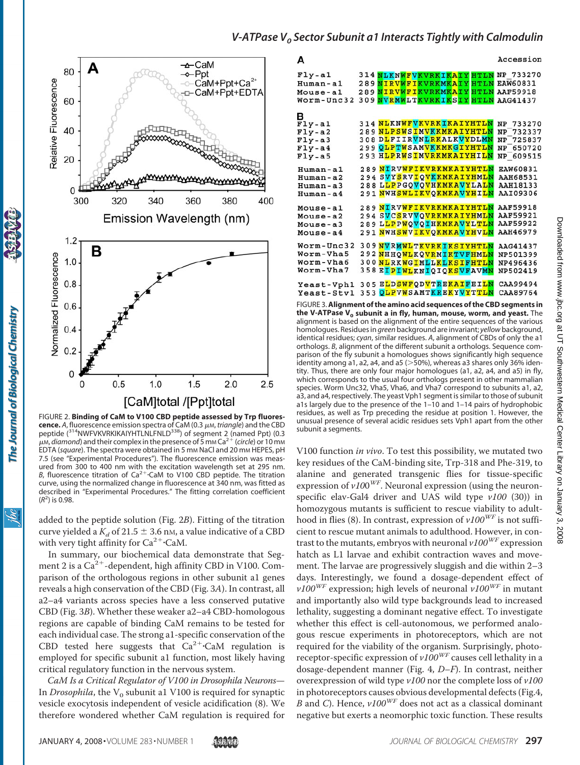**FIGURE 2. Binding of CaM to V100 CBD peptide assessed by Trp fluorescence.** *A*, fluorescence emission spectra of CaM (0.3 μM, *triangle*) and the CBD peptide ([314]NWFVKVRKIKAIYHTLNLFNLD[338]) of segment 2 (named Ppt) (0.3 μM, *diamond*) and their complex in the presence of 5 mM $Ca^{2+}$ (*circle*) or 10 mM EDTA (*square*). The spectra were obtained in 5 mM NaCl and 20 mM HEPES, pH 7.5 (see "Experimental Procedures"). The fluorescence emission was measured from 300 to 400 nm with the excitation wavelength set at 295 nm. *B*, fluorescence titration of $Ca^{2+}$·CaM to V100 CBD peptide. The titration curve, using the normalized change in fluorescence at 340 nm, was fitted as described in "Experimental Procedures." The fitting correlation coefficient ($R^2$) is 0.98.

added to the peptide solution (Fig. 2*B*). Fitting of the titration curve yielded a $K_d$ of 21.5 ± 3.6 nM, a value indicative of a CBD with very tight affinity for $Ca^{2+}$·CaM.

In summary, our biochemical data demonstrate that Segment 2 is a $Ca^{2+}$-dependent, high affinity CBD in V100. Comparison of the orthologous regions in other subunit a1 genes reveals a high conservation of the CBD (Fig. 3*A*). In contrast, all a2–a4 variants across species have a less conserved putative CBD (Fig. 3*B*). Whether these weaker a2–a4 CBD-homologous regions are capable of binding CaM remains to be tested for each individual case. The strong a1-specific conservation of the CBD tested here suggests that $Ca^{2+}$·CaM regulation is employed for specific subunit a1 function, most likely having critical regulatory function in the nervous system.

*CaM Is a Critical Regulator of V100 in Drosophila Neurons*—In *Drosophila*, the $V_0$ subunit a1 V100 is required for synaptic vesicle exocytosis independent of vesicle acidification (8). We therefore wondered whether CaM regulation is required for

**A**

| | | | Accession |
|---|---|---|---|
| Fly-a1 | 314 | NLKNWFVKVRKIKAIYHTLN | NP_733270 |
| Human-a1 | 289 | NIRVWFIKVRKMKAIYHTLN | EAW60831 |
| Mouse-a1 | 289 | NIRVWFIKVRKMKAIYHTLN | AAF59918 |
| Worm-Unc32 | 309 | NVRMWLTKVRKIKSIYHTLN | AAG41437 |

**B**

| | | | Accession |
|---|---|---|---|
| Fly-a1 | 314 | NLKNWFVKVRKIKAIYHTLN | NP_733270 |
| Fly-a2 | 289 | NLPSWSIMVKKMKAIYHTLN | NP_732337 |
| Fly-a3 | 308 | DLFIIRVNLRKALKVYDLMN | NP_725837 |
| Fly-a4 | 299 | QLPTWSAMVKKMKGIYHTLN | NP_650720 |
| Fly-a5 | 293 | HLPRWSIMVRKMKAIYHILN | NP_609515 |
| Human-a1 | 289 | NIRVWFIKVRKMKAIYHTLN | EAW60831 |
| Human-a2 | 294 | SVYSRVIQVKKMKAIYHMLN | AAH68531 |
| Human-a3 | 288 | LLPPGQVQVHKMKAVYLALN | AAH18133 |
| Human-a4 | 291 | NWHSWLIKVQKMKAVYHILN | AAI09306 |
| Mouse-a1 | 289 | NIRVWFIKVRKMKAIYHTLN | AAF59918 |
| Mouse-a2 | 294 | SVCSRVVQVRKMKAIYHMLN | AAF59921 |
| Mouse-a3 | 289 | LLPPWQVQIHKMKAVYLTLN | AAF59922 |
| Mouse-a4 | 291 | NWHSWVIKVQKMKAVYHVLN | AAH46979 |
| Worm-Unc32 | 309 | NVRMWLTKVRKIKSIYHTLN | AAG41437 |
| Worm-Vha5 | 292 | NHHQWLKQVRMIKTVFHMLN | NP501399 |
| Worm-Vha6 | 300 | NLRKWGIMLLKLKSIFHTLN | NP496436 |
| Worm-Vha7 | 358 | EIPIWLKNIQIQKSVFAVMN | NP502419 |
| Yeast-Vph1 | 305 | ELDSWFQDVTREKAIFEILN | CAA99494 |
| Yeast-Stv1 | 353 | QLPVWSAMTKREKYVYTTLN | CAA89764 |

**FIGURE 3. Alignment of the amino acid sequences of the CBD segments in the V-ATPase $V_0$ subunit a in fly, human, mouse, worm, and yeast.** The alignment is based on the alignment of the entire sequences of the various homologues. Residues in *green* background are invariant; *yellow* background, identical residues; *cyan*, similar residues. *A*, alignment of CBDs of only the a1 orthologs. *B*, alignment of the different subunit a orthologs. Sequence comparison of the fly subunit a homologues shows significantly high sequence identity among a1, a2, a4, and a5 (>50%), whereas a3 shares only 36% identity. Thus, there are only four major homologues (a1, a2, a4, and a5) in fly, which corresponds to the usual four orthologs present in other mammalian species. Worm Unc32, Vha5, Vha6, and Vha7 correspond to subunits a1, a2, a3, and a4, respectively. The yeast Vph1 segment is similar to those of subunit a1s largely due to the presence of the 1–10 and 1–14 pairs of hydrophobic residues, as well as Trp preceding the residue at position 1. However, the unusual presence of several acidic residues sets Vph1 apart from the other subunit a segments.

V100 function *in vivo*. To test this possibility, we mutated two key residues of the CaM-binding site, Trp-318 and Phe-319, to alanine and generated transgenic flies for tissue-specific expression of *v100*$^{WF}$. Neuronal expression (using the neuron-specific elav-Gal4 driver and UAS wild type *v100* (30)) in homozygous mutants is sufficient to rescue viability to adulthood in flies (8). In contrast, expression of *v100*$^{WF}$ is not sufficient to rescue mutant animals to adulthood. However, in contrast to the mutants, embryos with neuronal *v100*$^{WF}$ expression hatch as L1 larvae and exhibit contraction waves and movement. The larvae are progressively sluggish and die within 2–3 days. Interestingly, we found a dosage-dependent effect of *v100*$^{WF}$ expression; high levels of neuronal *v100*$^{WF}$ in mutant and importantly also wild type backgrounds lead to increased lethality, suggesting a dominant negative effect. To investigate whether this effect is cell-autonomous, we performed analogous rescue experiments in photoreceptors, which are not required for the viability of the organism. Surprisingly, photoreceptor-specific expression of *v100*$^{WF}$ causes cell lethality in a dosage-dependent manner (Fig. 4, *D*–*F*). In contrast, neither overexpression of wild type *v100* nor the complete loss of *v100* in photoreceptors causes obvious developmental defects (Fig.4, *B* and *C*). Hence, *v100*$^{WF}$ does not act as a classical dominant negative but exerts a neomorphic toxic function. These results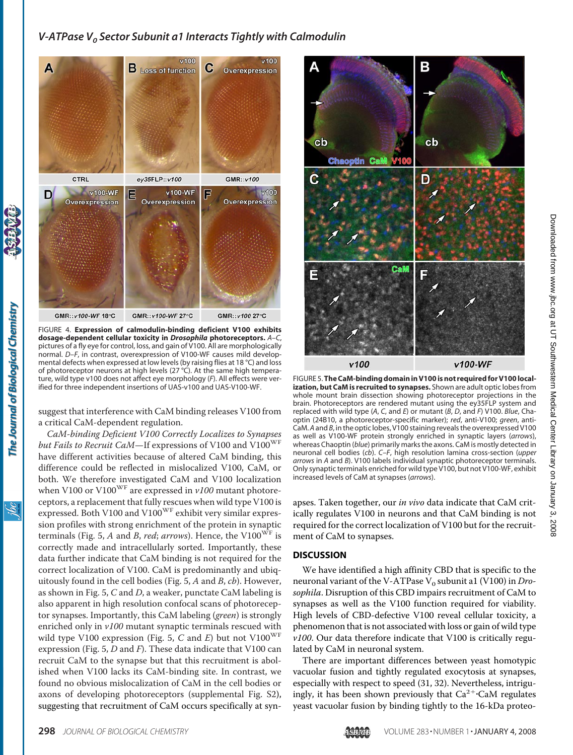FIGURE 4. **Expression of calmodulin-binding deficient V100 exhibits dosage-dependent cellular toxicity in *Drosophila* photoreceptors.** *A–C*, pictures of a fly eye for control, loss, and gain of V100. All are morphologically normal. *D–F*, in contrast, overexpression of V100-WF causes mild developmental defects when expressed at low levels (by raising flies at 18 °C) and loss of photoreceptor neurons at high levels (27 °C). At the same high temperature, wild type v100 does not affect eye morphology (*F*). All effects were verified for three independent insertions of UAS-v100 and UAS-V100-WF.

suggest that interference with CaM binding releases V100 from a critical CaM-dependent regulation.

*CaM-binding Deficient V100 Correctly Localizes to Synapses but Fails to Recruit CaM*—If expressions of V100 and $V100^{WF}$ have different activities because of altered CaM binding, this difference could be reflected in mislocalized V100, CaM, or both. We therefore investigated CaM and V100 localization when V100 or $V100^{WF}$ are expressed in *v100* mutant photoreceptors, a replacement that fully rescues when wild type V100 is expressed. Both V100 and $V100^{WF}$ exhibit very similar expression profiles with strong enrichment of the protein in synaptic terminals (Fig. 5, *A* and *B*, *red*; *arrows*). Hence, the $V100^{WF}$ is correctly made and intracellularly sorted. Importantly, these data further indicate that CaM binding is not required for the correct localization of V100. CaM is predominantly and ubiquitously found in the cell bodies (Fig. 5, *A* and *B*, *cb*). However, as shown in Fig. 5, *C* and *D*, a weaker, punctate CaM labeling is also apparent in high resolution confocal scans of photoreceptor synapses. Importantly, this CaM labeling (*green*) is strongly enriched only in *v100* mutant synaptic terminals rescued with wild type V100 expression (Fig. 5, *C* and *E*) but not $V100^{WF}$ expression (Fig. 5, *D* and *F*). These data indicate that V100 can recruit CaM to the synapse but that this recruitment is abolished when V100 lacks its CaM-binding site. In contrast, we found no obvious mislocalization of CaM in the cell bodies or axons of developing photoreceptors (supplemental Fig. S2), suggesting that recruitment of CaM occurs specifically at synapses. Taken together, our *in vivo* data indicate that CaM critically regulates V100 in neurons and that CaM binding is not required for the correct localization of V100 but for the recruitment of CaM to synapses.

FIGURE 5. **The CaM-binding domain in V100 is not required for V100 localization, but CaM is recruited to synapses.** Shown are adult optic lobes from whole mount brain dissection showing photoreceptor projections in the brain. Photoreceptors are rendered mutant using the ey35FLP system and replaced with wild type (*A*, *C*, and *E*) or mutant (*B*, *D*, and *F*) V100. *Blue*, Chaoptin (24B10, a photoreceptor-specific marker); *red*, anti-V100; *green*, anti-CaM. *A* and *B*, in the optic lobes, V100 staining reveals the overexpressed V100 as well as V100-WF protein strongly enriched in synaptic layers (*arrows*), whereas Chaoptin (*blue*) primarily marks the axons. CaM is mostly detected in neuronal cell bodies (*cb*). *C–F*, high resolution lamina cross-section (*upper arrows* in *A* and *B*). V100 labels individual synaptic photoreceptor terminals. Only synaptic terminals enriched for wild type V100, but not V100-WF, exhibit increased levels of CaM at synapses (*arrows*).

## DISCUSSION

We have identified a high affinity CBD that is specific to the neuronal variant of the V-ATPase $V_0$ subunit a1 (V100) in *Drosophila*. Disruption of this CBD impairs recruitment of CaM to synapses as well as the V100 function required for viability. High levels of CBD-defective V100 reveal cellular toxicity, a phenomenon that is not associated with loss or gain of wild type *v100*. Our data therefore indicate that V100 is critically regulated by CaM in neuronal system.

There are important differences between yeast homotypic vacuolar fusion and tightly regulated exocytosis at synapses, especially with respect to speed (31, 32). Nevertheless, intriguingly, it has been shown previously that $Ca^{2+}$·CaM regulates yeast vacuolar fusion by binding tightly to the 16-kDa proteo-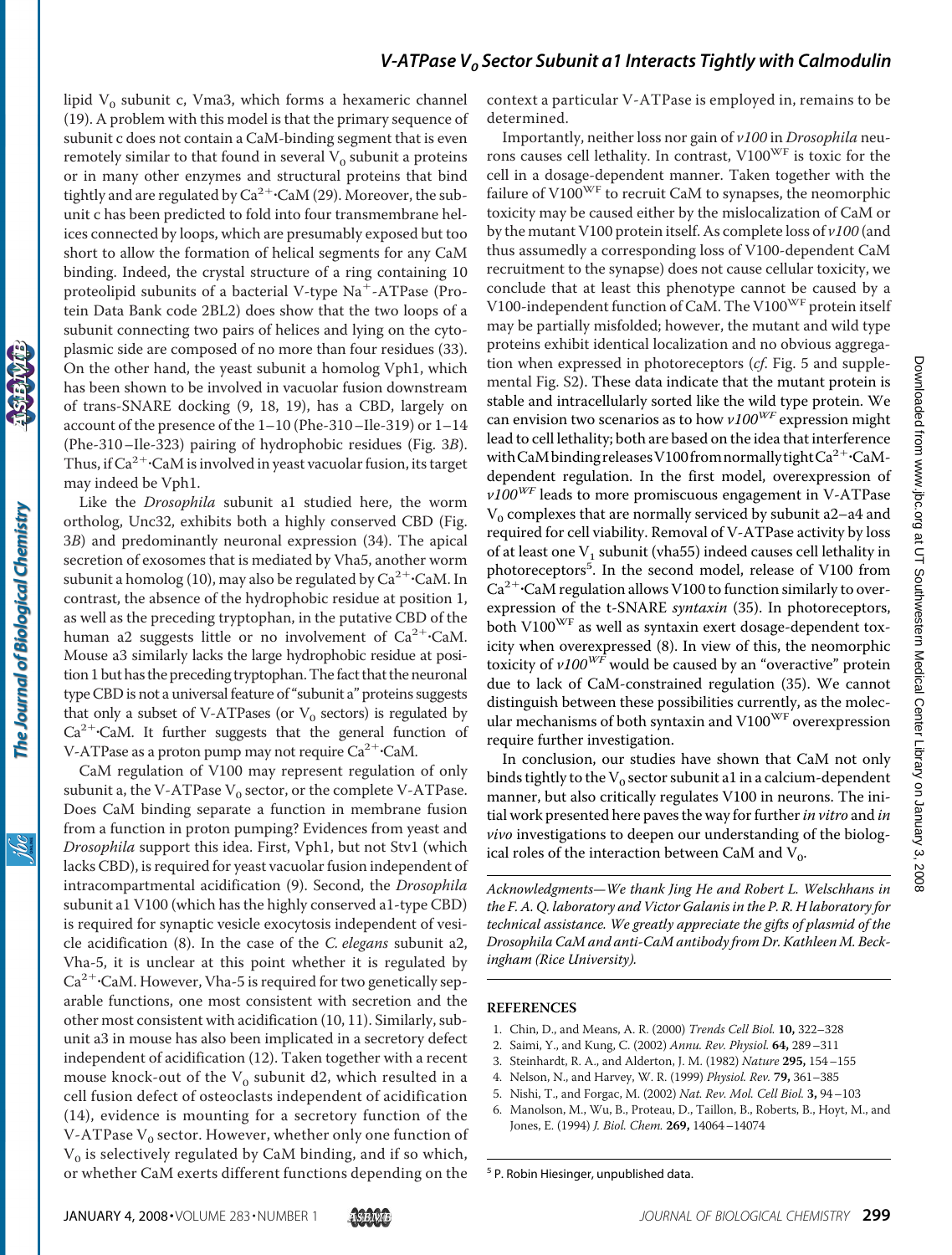lipid $V_0$ subunit c, Vma3, which forms a hexameric channel (19). A problem with this model is that the primary sequence of subunit c does not contain a CaM-binding segment that is even remotely similar to that found in several $V_0$ subunit a proteins or in many other enzymes and structural proteins that bind tightly and are regulated by $Ca^{2+}$·CaM (29). Moreover, the subunit c has been predicted to fold into four transmembrane helices connected by loops, which are presumably exposed but too short to allow the formation of helical segments for any CaM binding. Indeed, the crystal structure of a ring containing 10 proteolipid subunits of a bacterial V-type $Na^+$-ATPase (Protein Data Bank code 2BL2) does show that the two loops of a subunit connecting two pairs of helices and lying on the cytoplasmic side are composed of no more than four residues (33). On the other hand, the yeast subunit a homolog Vph1, which has been shown to be involved in vacuolar fusion downstream of trans-SNARE docking (9, 18, 19), has a CBD, largely on account of the presence of the 1–10 (Phe-310–Ile-319) or 1–14 (Phe-310–Ile-323) pairing of hydrophobic residues (Fig. 3*B*). Thus, if $Ca^{2+}$·CaM is involved in yeast vacuolar fusion, its target may indeed be Vph1.

Like the *Drosophila* subunit a1 studied here, the worm ortholog, Unc32, exhibits both a highly conserved CBD (Fig. 3*B*) and predominantly neuronal expression (34). The apical secretion of exosomes that is mediated by Vha5, another worm subunit a homolog (10), may also be regulated by $Ca^{2+}$·CaM. In contrast, the absence of the hydrophobic residue at position 1, as well as the preceding tryptophan, in the putative CBD of the human a2 suggests little or no involvement of $Ca^{2+}$·CaM. Mouse a3 similarly lacks the large hydrophobic residue at position 1 but has the preceding tryptophan. The fact that the neuronal type CBD is not a universal feature of "subunit a" proteins suggests that only a subset of V-ATPases (or $V_0$ sectors) is regulated by $Ca^{2+}$·CaM. It further suggests that the general function of V-ATPase as a proton pump may not require $Ca^{2+}$·CaM.

CaM regulation of V100 may represent regulation of only subunit a, the V-ATPase $V_0$ sector, or the complete V-ATPase. Does CaM binding separate a function in membrane fusion from a function in proton pumping? Evidences from yeast and *Drosophila* support this idea. First, Vph1, but not Stv1 (which lacks CBD), is required for yeast vacuolar fusion independent of intracompartmental acidification (9). Second, the *Drosophila* subunit a1 V100 (which has the highly conserved a1-type CBD) is required for synaptic vesicle exocytosis independent of vesicle acidification (8). In the case of the *C. elegans* subunit a2, Vha-5, it is unclear at this point whether it is regulated by $Ca^{2+}$·CaM. However, Vha-5 is required for two genetically separable functions, one most consistent with secretion and the other most consistent with acidification (10, 11). Similarly, subunit a3 in mouse has also been implicated in a secretory defect independent of acidification (12). Taken together with a recent mouse knock-out of the $V_0$ subunit d2, which resulted in a cell fusion defect of osteoclasts independent of acidification (14), evidence is mounting for a secretory function of the V-ATPase $V_0$ sector. However, whether only one function of $V_0$ is selectively regulated by CaM binding, and if so which, or whether CaM exerts different functions depending on the context a particular V-ATPase is employed in, remains to be determined.

Importantly, neither loss nor gain of *v100* in *Drosophila* neurons causes cell lethality. In contrast, $V100^{WF}$ is toxic for the cell in a dosage-dependent manner. Taken together with the failure of $V100^{WF}$ to recruit CaM to synapses, the neomorphic toxicity may be caused either by the mislocalization of CaM or by the mutant V100 protein itself. As complete loss of *v100* (and thus assumedly a corresponding loss of V100-dependent CaM recruitment to the synapse) does not cause cellular toxicity, we conclude that at least this phenotype cannot be caused by a V100-independent function of CaM. The $V100^{WF}$ protein itself may be partially misfolded; however, the mutant and wild type proteins exhibit identical localization and no obvious aggregation when expressed in photoreceptors (*cf*. Fig. 5 and supplemental Fig. S2). These data indicate that the mutant protein is stable and intracellularly sorted like the wild type protein. We can envision two scenarios as to how *$v100^{WF}$* expression might lead to cell lethality; both are based on the idea that interference with CaM binding releases V100 from normally tight $Ca^{2+}$·CaM-dependent regulation. In the first model, overexpression of *$v100^{WF}$* leads to more promiscuous engagement in V-ATPase $V_0$ complexes that are normally serviced by subunit a2–a4 and required for cell viability. Removal of V-ATPase activity by loss of at least one $V_1$ subunit (vha55) indeed causes cell lethality in photoreceptors[5]. In the second model, release of V100 from $Ca^{2+}$·CaM regulation allows V100 to function similarly to overexpression of the t-SNARE *syntaxin* (35). In photoreceptors, both $V100^{WF}$ as well as syntaxin exert dosage-dependent toxicity when overexpressed (8). In view of this, the neomorphic toxicity of *$v100^{WF}$* would be caused by an "overactive" protein due to lack of CaM-constrained regulation (35). We cannot distinguish between these possibilities currently, as the molecular mechanisms of both syntaxin and $V100^{WF}$ overexpression require further investigation.

In conclusion, our studies have shown that CaM not only binds tightly to the $V_0$ sector subunit a1 in a calcium-dependent manner, but also critically regulates V100 in neurons. The initial work presented here paves the way for further *in vitro* and *in vivo* investigations to deepen our understanding of the biological roles of the interaction between CaM and $V_0$.

*Acknowledgments—We thank Jing He and Robert L. Welschhans in the F. A. Q. laboratory and Victor Galanis in the P. R. H laboratory for technical assistance. We greatly appreciate the gifts of plasmid of the Drosophila CaM and anti-CaM antibody from Dr. Kathleen M. Beckingham (Rice University).*

## REFERENCES

1. Chin, D., and Means, A. R. (2000) *Trends Cell Biol.* **10,** 322–328
2. Saimi, Y., and Kung, C. (2002) *Annu. Rev. Physiol.* **64,** 289–311
3. Steinhardt, R. A., and Alderton, J. M. (1982) *Nature* **295,** 154–155
4. Nelson, N., and Harvey, W. R. (1999) *Physiol. Rev.* **79,** 361–385
5. Nishi, T., and Forgac, M. (2002) *Nat. Rev. Mol. Cell Biol.* **3,** 94–103
6. Manolson, M., Wu, B., Proteau, D., Taillon, B., Roberts, B., Hoyt, M., and Jones, E. (1994) *J. Biol. Chem.* **269,** 14064–14074

[5] P. Robin Hiesinger, unpublished data.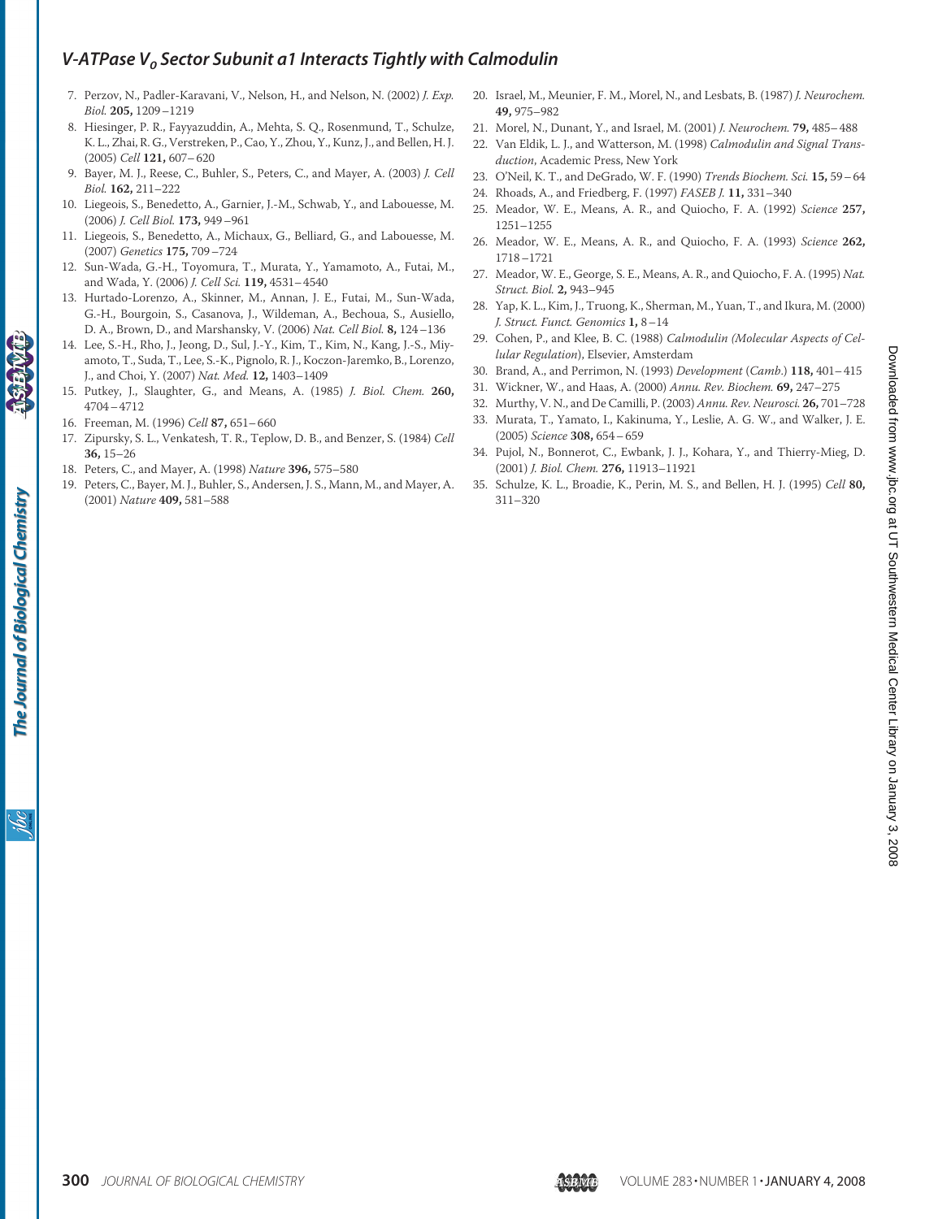7. Perzov, N., Padler-Karavani, V., Nelson, H., and Nelson, N. (2002) *J. Exp. Biol.* **205,** 1209–1219
8. Hiesinger, P. R., Fayyazuddin, A., Mehta, S. Q., Rosenmund, T., Schulze, K. L., Zhai, R. G., Verstreken, P., Cao, Y., Zhou, Y., Kunz, J., and Bellen, H. J. (2005) *Cell* **121,** 607–620
9. Bayer, M. J., Reese, C., Buhler, S., Peters, C., and Mayer, A. (2003) *J. Cell Biol.* **162,** 211–222
10. Liegeois, S., Benedetto, A., Garnier, J.-M., Schwab, Y., and Labouesse, M. (2006) *J. Cell Biol.* **173,** 949–961
11. Liegeois, S., Benedetto, A., Michaux, G., Belliard, G., and Labouesse, M. (2007) *Genetics* **175,** 709–724
12. Sun-Wada, G.-H., Toyomura, T., Murata, Y., Yamamoto, A., Futai, M., and Wada, Y. (2006) *J. Cell Sci.* **119,** 4531–4540
13. Hurtado-Lorenzo, A., Skinner, M., Annan, J. E., Futai, M., Sun-Wada, G.-H., Bourgoin, S., Casanova, J., Wildeman, A., Bechoua, S., Ausiello, D. A., Brown, D., and Marshansky, V. (2006) *Nat. Cell Biol.* **8,** 124–136
14. Lee, S.-H., Rho, J., Jeong, D., Sul, J.-Y., Kim, T., Kim, N., Kang, J.-S., Miyamoto, T., Suda, T., Lee, S.-K., Pignolo, R. J., Koczon-Jaremko, B., Lorenzo, J., and Choi, Y. (2007) *Nat. Med.* **12,** 1403–1409
15. Putkey, J., Slaughter, G., and Means, A. (1985) *J. Biol. Chem.* **260,** 4704–4712
16. Freeman, M. (1996) *Cell* **87,** 651–660
17. Zipursky, S. L., Venkatesh, T. R., Teplow, D. B., and Benzer, S. (1984) *Cell* **36,** 15–26
18. Peters, C., and Mayer, A. (1998) *Nature* **396,** 575–580
19. Peters, C., Bayer, M. J., Buhler, S., Andersen, J. S., Mann, M., and Mayer, A. (2001) *Nature* **409,** 581–588
20. Israel, M., Meunier, F. M., Morel, N., and Lesbats, B. (1987) *J. Neurochem.* **49,** 975–982
21. Morel, N., Dunant, Y., and Israel, M. (2001) *J. Neurochem.* **79,** 485–488
22. Van Eldik, L. J., and Watterson, M. (1998) *Calmodulin and Signal Transduction*, Academic Press, New York
23. O'Neil, K. T., and DeGrado, W. F. (1990) *Trends Biochem. Sci.* **15,** 59–64
24. Rhoads, A., and Friedberg, F. (1997) *FASEB J.* **11,** 331–340
25. Meador, W. E., Means, A. R., and Quiocho, F. A. (1992) *Science* **257,** 1251–1255
26. Meador, W. E., Means, A. R., and Quiocho, F. A. (1993) *Science* **262,** 1718–1721
27. Meador, W. E., George, S. E., Means, A. R., and Quiocho, F. A. (1995) *Nat. Struct. Biol.* **2,** 943–945
28. Yap, K. L., Kim, J., Truong, K., Sherman, M., Yuan, T., and Ikura, M. (2000) *J. Struct. Funct. Genomics* **1,** 8–14
29. Cohen, P., and Klee, B. C. (1988) *Calmodulin (Molecular Aspects of Cellular Regulation)*, Elsevier, Amsterdam
30. Brand, A., and Perrimon, N. (1993) *Development* (*Camb.*) **118,** 401–415
31. Wickner, W., and Haas, A. (2000) *Annu. Rev. Biochem.* **69,** 247–275
32. Murthy, V. N., and De Camilli, P. (2003) *Annu. Rev. Neurosci.* **26,** 701–728
33. Murata, T., Yamato, I., Kakinuma, Y., Leslie, A. G. W., and Walker, J. E. (2005) *Science* **308,** 654–659
34. Pujol, N., Bonnerot, C., Ewbank, J. J., Kohara, Y., and Thierry-Mieg, D. (2001) *J. Biol. Chem.* **276,** 11913–11921
35. Schulze, K. L., Broadie, K., Perin, M. S., and Bellen, H. J. (1995) *Cell* **80,** 311–320